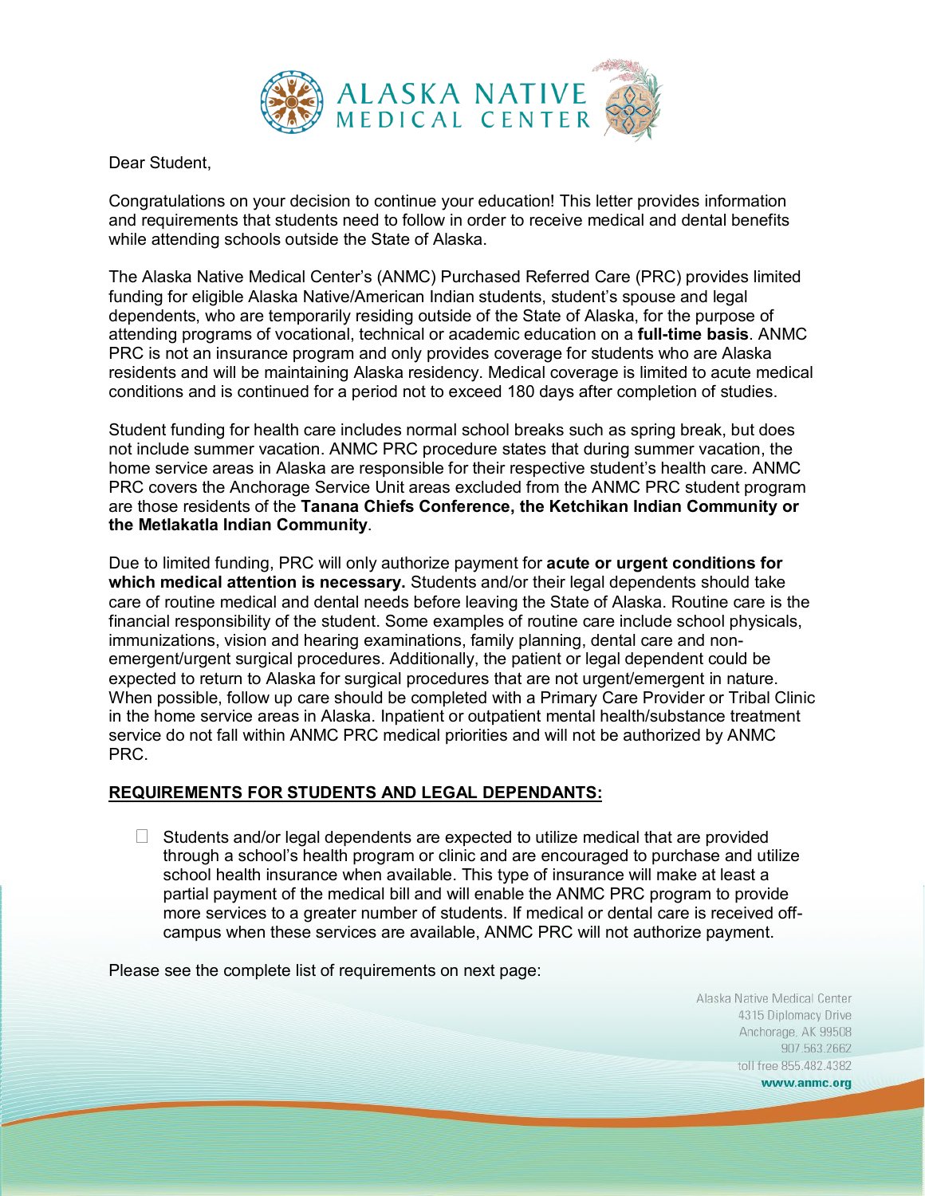Dear Student,

Congratulations on your decision to continue your education! This letter provides information and requirements that students need to follow in order to receive medical and dental benefits while attending schools outside the State of Alaska.

The Alaska Native Medical Center's (ANMC) Purchased Referred Care (PRC) provides limited funding for eligible Alaska Native/American Indian students, student's spouse and legal dependents, who are temporarily residing outside of the State of Alaska, for the purpose of attending programs of vocational, technical or academic education on a **full-time basis**. ANMC PRC is not an insurance program and only provides coverage for students who are Alaska residents and will be maintaining Alaska residency. Medical coverage is limited to acute medical conditions and is continued for a period not to exceed 180 days after completion of studies.

Student funding for health care includes normal school breaks such as spring break, but does not include summer vacation. ANMC PRC procedure states that during summer vacation, the home service areas in Alaska are responsible for their respective student's health care. ANMC PRC covers the Anchorage Service Unit areas excluded from the ANMC PRC student program are those residents of the **Tanana Chiefs Conference, the Ketchikan Indian Community or the Metlakatla Indian Community**.

Due to limited funding, PRC will only authorize payment for **acute or urgent conditions for which medical attention is necessary.** Students and/or their legal dependents should take care of routine medical and dental needs before leaving the State of Alaska. Routine care is the financial responsibility of the student. Some examples of routine care include school physicals, immunizations, vision and hearing examinations, family planning, dental care and non-emergent/urgent surgical procedures. Additionally, the patient or legal dependent could be expected to return to Alaska for surgical procedures that are not urgent/emergent in nature. When possible, follow up care should be completed with a Primary Care Provider or Tribal Clinic in the home service areas in Alaska. Inpatient or outpatient mental health/substance treatment service do not fall within ANMC PRC medical priorities and will not be authorized by ANMC PRC.

**REQUIREMENTS FOR STUDENTS AND LEGAL DEPENDANTS:**

- Students and/or legal dependents are expected to utilize medical that are provided through a school's health program or clinic and are encouraged to purchase and utilize school health insurance when available. This type of insurance will make at least a partial payment of the medical bill and will enable the ANMC PRC program to provide more services to a greater number of students. If medical or dental care is received off-campus when these services are available, ANMC PRC will not authorize payment.

Please see the complete list of requirements on next page:

Alaska Native Medical Center
4315 Diplomacy Drive
Anchorage, AK 99508
907.563.2662
toll free 855.482.4382
**www.anmc.org**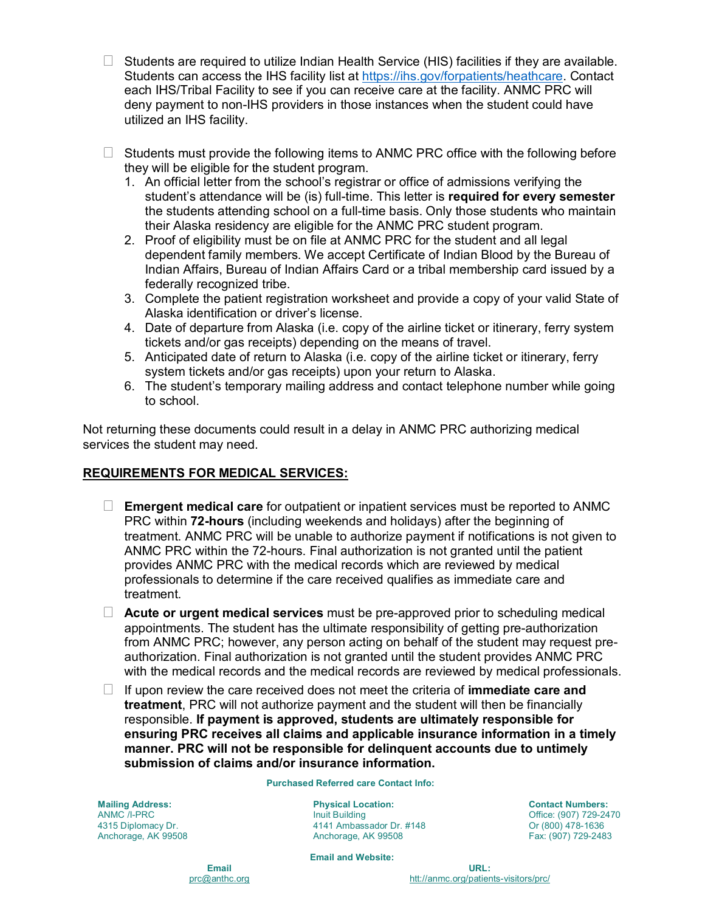- Students are required to utilize Indian Health Service (HIS) facilities if they are available. Students can access the IHS facility list at [https://ihs.gov/forpatients/heathcare](https://ihs.gov/forpatients/heathcare). Contact each IHS/Tribal Facility to see if you can receive care at the facility. ANMC PRC will deny payment to non-IHS providers in those instances when the student could have utilized an IHS facility.

- Students must provide the following items to ANMC PRC office with the following before they will be eligible for the student program.
  1. An official letter from the school's registrar or office of admissions verifying the student's attendance will be (is) full-time. This letter is **required for every semester** the students attending school on a full-time basis. Only those students who maintain their Alaska residency are eligible for the ANMC PRC student program.
  2. Proof of eligibility must be on file at ANMC PRC for the student and all legal dependent family members. We accept Certificate of Indian Blood by the Bureau of Indian Affairs, Bureau of Indian Affairs Card or a tribal membership card issued by a federally recognized tribe.
  3. Complete the patient registration worksheet and provide a copy of your valid State of Alaska identification or driver's license.
  4. Date of departure from Alaska (i.e. copy of the airline ticket or itinerary, ferry system tickets and/or gas receipts) depending on the means of travel.
  5. Anticipated date of return to Alaska (i.e. copy of the airline ticket or itinerary, ferry system tickets and/or gas receipts) upon your return to Alaska.
  6. The student's temporary mailing address and contact telephone number while going to school.

Not returning these documents could result in a delay in ANMC PRC authorizing medical services the student may need.

## REQUIREMENTS FOR MEDICAL SERVICES:

- **Emergent medical care** for outpatient or inpatient services must be reported to ANMC PRC within **72-hours** (including weekends and holidays) after the beginning of treatment. ANMC PRC will be unable to authorize payment if notifications is not given to ANMC PRC within the 72-hours. Final authorization is not granted until the patient provides ANMC PRC with the medical records which are reviewed by medical professionals to determine if the care received qualifies as immediate care and treatment.
- **Acute or urgent medical services** must be pre-approved prior to scheduling medical appointments. The student has the ultimate responsibility of getting pre-authorization from ANMC PRC; however, any person acting on behalf of the student may request pre-authorization. Final authorization is not granted until the student provides ANMC PRC with the medical records and the medical records are reviewed by medical professionals.
- If upon review the care received does not meet the criteria of **immediate care and treatment**, PRC will not authorize payment and the student will then be financially responsible. **If payment is approved, students are ultimately responsible for ensuring PRC receives all claims and applicable insurance information in a timely manner. PRC will not be responsible for delinquent accounts due to untimely submission of claims and/or insurance information.**

**Purchased Referred care Contact Info:**

**Mailing Address:**
ANMC /I-PRC
4315 Diplomacy Dr.
Anchorage, AK 99508

**Physical Location:**
Inuit Building
4141 Ambassador Dr. #148
Anchorage, AK 99508

**Contact Numbers:**
Office: (907) 729-2470
Or (800) 478-1636
Fax: (907) 729-2483

**Email and Website:**

**Email**
prc@anthc.org

**URL:**
htt://anmc.org/patients-visitors/prc/